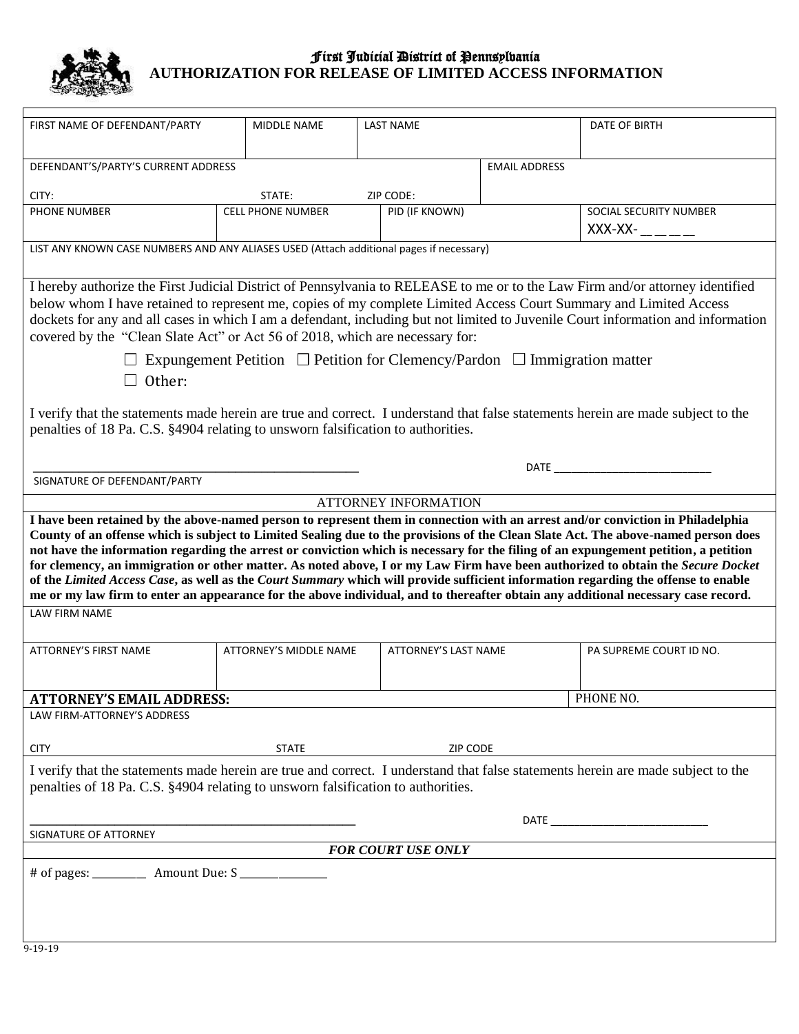# First Judicial District of Pennsylvania

## AUTHORIZATION FOR RELEASE OF LIMITED ACCESS INFORMATION

| FIRST NAME OF DEFENDANT/PARTY | MIDDLE NAME | LAST NAME | DATE OF BIRTH |
|---|---|---|---|
| | | | |

| DEFENDANT'S/PARTY'S CURRENT ADDRESS | EMAIL ADDRESS |
|---|---|
| CITY: STATE: ZIP CODE: | |

| PHONE NUMBER | CELL PHONE NUMBER | PID (IF KNOWN) | SOCIAL SECURITY NUMBER |
|---|---|---|---|
| | | | XXX-XX- _ _ _ _ |

LIST ANY KNOWN CASE NUMBERS AND ANY ALIASES USED (Attach additional pages if necessary)

I hereby authorize the First Judicial District of Pennsylvania to RELEASE to me or to the Law Firm and/or attorney identified below whom I have retained to represent me, copies of my complete Limited Access Court Summary and Limited Access dockets for any and all cases in which I am a defendant, including but not limited to Juvenile Court information and information covered by the "Clean Slate Act" or Act 56 of 2018, which are necessary for:

☐ Expungement Petition ☐ Petition for Clemency/Pardon ☐ Immigration matter

☐ Other:

I verify that the statements made herein are true and correct. I understand that false statements herein are made subject to the penalties of 18 Pa. C.S. §4904 relating to unsworn falsification to authorities.

_______________________________________ DATE _______________________

SIGNATURE OF DEFENDANT/PARTY

### ATTORNEY INFORMATION

**I have been retained by the above-named person to represent them in connection with an arrest and/or conviction in Philadelphia County of an offense which is subject to Limited Sealing due to the provisions of the Clean Slate Act. The above-named person does not have the information regarding the arrest or conviction which is necessary for the filing of an expungement petition, a petition for clemency, an immigration or other matter. As noted above, I or my Law Firm have been authorized to obtain the *Secure Docket* of the *Limited Access Case*, as well as the *Court Summary* which will provide sufficient information regarding the offense to enable me or my law firm to enter an appearance for the above individual, and to thereafter obtain any additional necessary case record.**

LAW FIRM NAME

| ATTORNEY'S FIRST NAME | ATTORNEY'S MIDDLE NAME | ATTORNEY'S LAST NAME | PA SUPREME COURT ID NO. |
|---|---|---|---|
| | | | |

| **ATTORNEY'S EMAIL ADDRESS:** | PHONE NO. |
|---|---|
| | |

LAW FIRM-ATTORNEY'S ADDRESS

CITY STATE ZIP CODE

I verify that the statements made herein are true and correct. I understand that false statements herein are made subject to the penalties of 18 Pa. C.S. §4904 relating to unsworn falsification to authorities.

_______________________________________ DATE _______________________

SIGNATURE OF ATTORNEY

***FOR COURT USE ONLY***

# of pages: _________ Amount Due: S _______________

9-19-19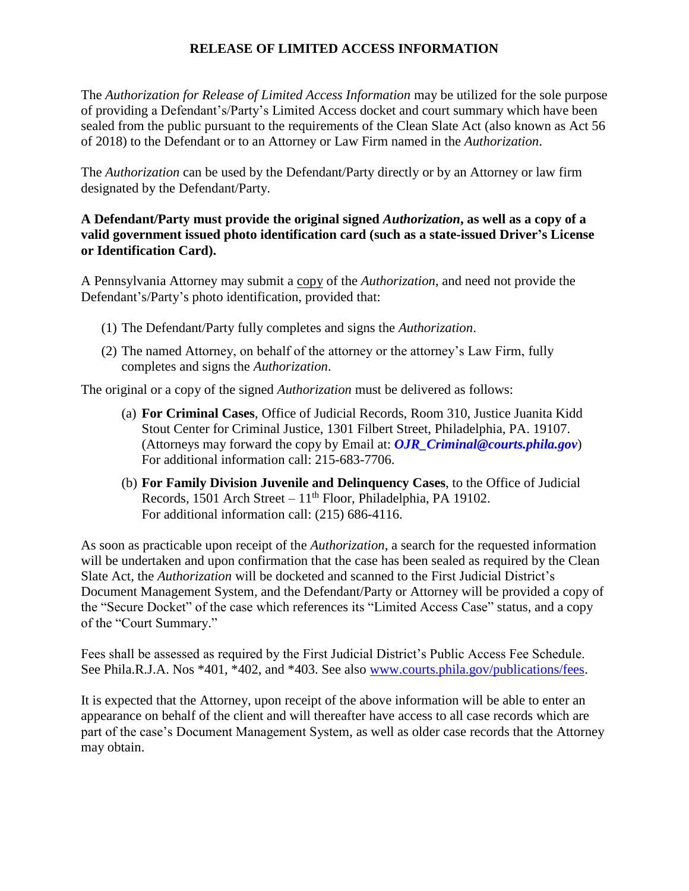# RELEASE OF LIMITED ACCESS INFORMATION

The *Authorization for Release of Limited Access Information* may be utilized for the sole purpose of providing a Defendant's/Party's Limited Access docket and court summary which have been sealed from the public pursuant to the requirements of the Clean Slate Act (also known as Act 56 of 2018) to the Defendant or to an Attorney or Law Firm named in the *Authorization*.

The *Authorization* can be used by the Defendant/Party directly or by an Attorney or law firm designated by the Defendant/Party.

**A Defendant/Party must provide the original signed *Authorization*, as well as a copy of a valid government issued photo identification card (such as a state-issued Driver's License or Identification Card).**

A Pennsylvania Attorney may submit a copy of the *Authorization*, and need not provide the Defendant's/Party's photo identification, provided that:

(1) The Defendant/Party fully completes and signs the *Authorization*.

(2) The named Attorney, on behalf of the attorney or the attorney's Law Firm, fully completes and signs the *Authorization*.

The original or a copy of the signed *Authorization* must be delivered as follows:

(a) **For Criminal Cases**, Office of Judicial Records, Room 310, Justice Juanita Kidd Stout Center for Criminal Justice, 1301 Filbert Street, Philadelphia, PA. 19107. (Attorneys may forward the copy by Email at: ***OJR_Criminal@courts.phila.gov***) For additional information call: 215-683-7706.

(b) **For Family Division Juvenile and Delinquency Cases**, to the Office of Judicial Records, 1501 Arch Street – 11th Floor, Philadelphia, PA 19102. For additional information call: (215) 686-4116.

As soon as practicable upon receipt of the *Authorization*, a search for the requested information will be undertaken and upon confirmation that the case has been sealed as required by the Clean Slate Act, the *Authorization* will be docketed and scanned to the First Judicial District's Document Management System, and the Defendant/Party or Attorney will be provided a copy of the "Secure Docket" of the case which references its "Limited Access Case" status, and a copy of the "Court Summary."

Fees shall be assessed as required by the First Judicial District's Public Access Fee Schedule. See Phila.R.J.A. Nos *401, *402, and *403. See also www.courts.phila.gov/publications/fees.

It is expected that the Attorney, upon receipt of the above information will be able to enter an appearance on behalf of the client and will thereafter have access to all case records which are part of the case's Document Management System, as well as older case records that the Attorney may obtain.